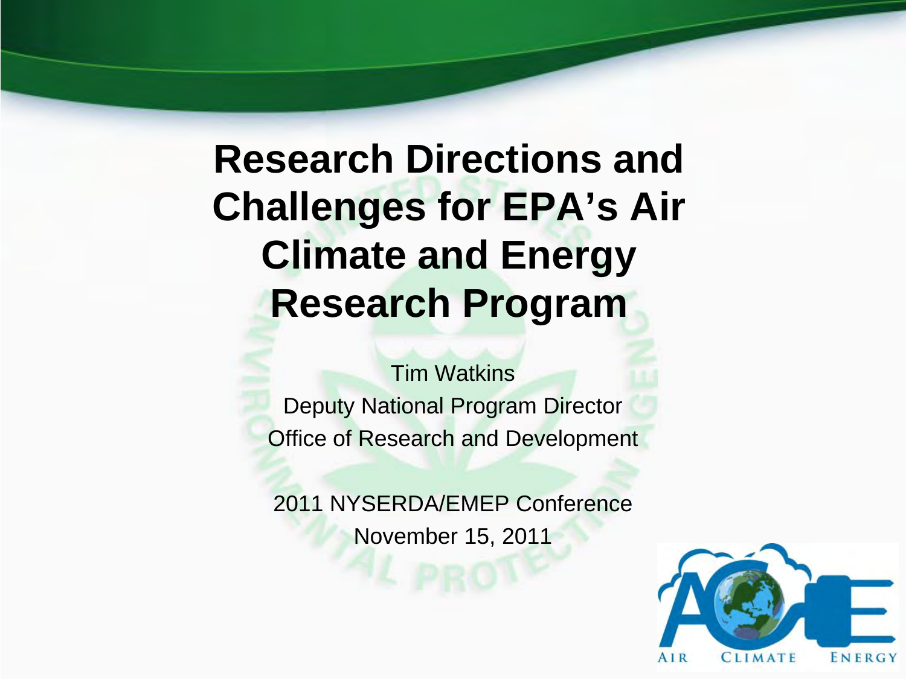# Research Directions and Challenges for EPA's Air Climate and Energy Research Program

Tim Watkins

Deputy National Program Director

Office of Research and Development

2011 NYSERDA/EMEP Conference

November 15, 2011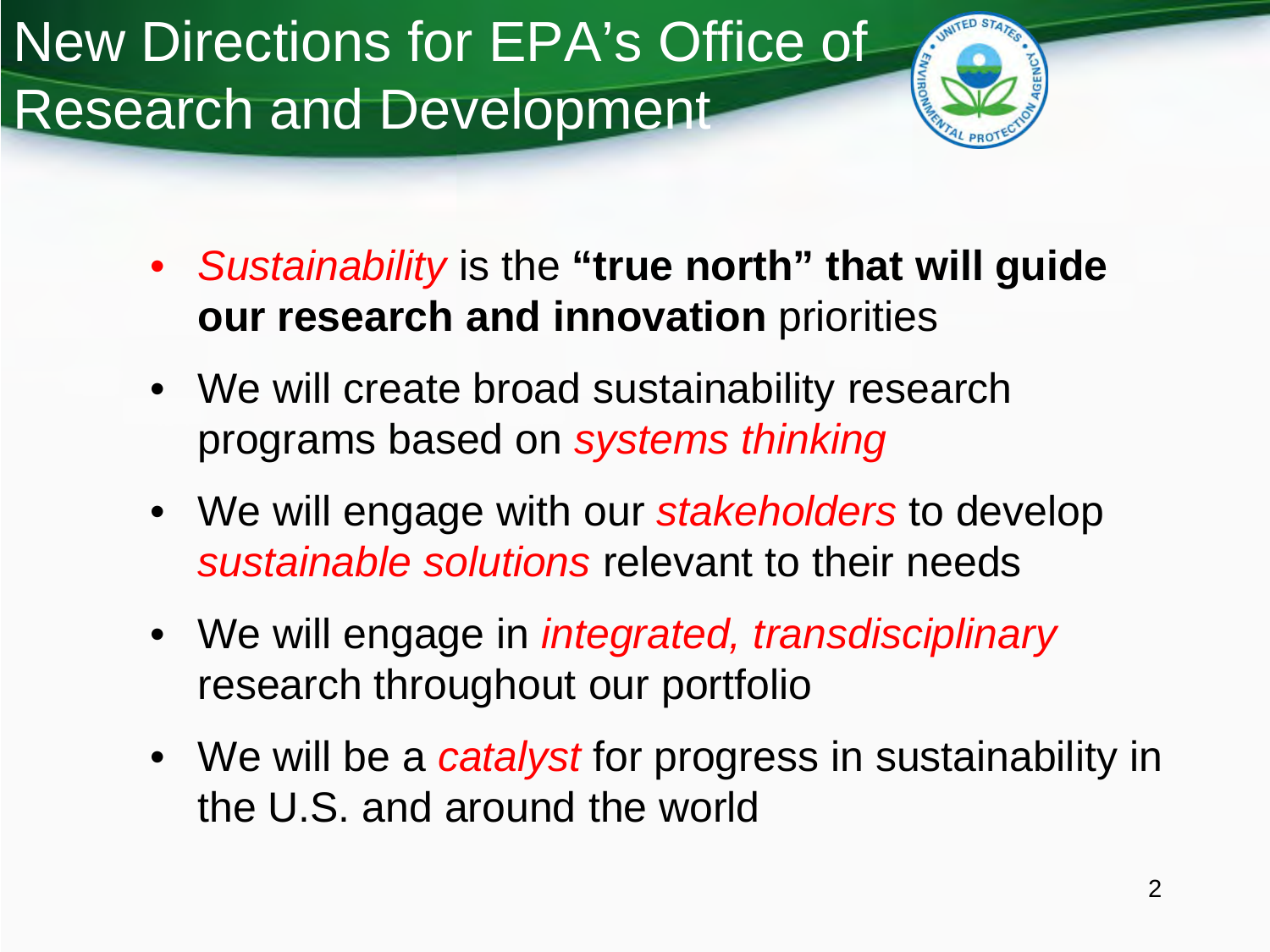# New Directions for EPA's Office of Research and Development

- *Sustainability* is the **"true north" that will guide our research and innovation** priorities
- We will create broad sustainability research programs based on *systems thinking*
- We will engage with our *stakeholders* to develop *sustainable solutions* relevant to their needs
- We will engage in *integrated, transdisciplinary* research throughout our portfolio
- We will be a *catalyst* for progress in sustainability in the U.S. and around the world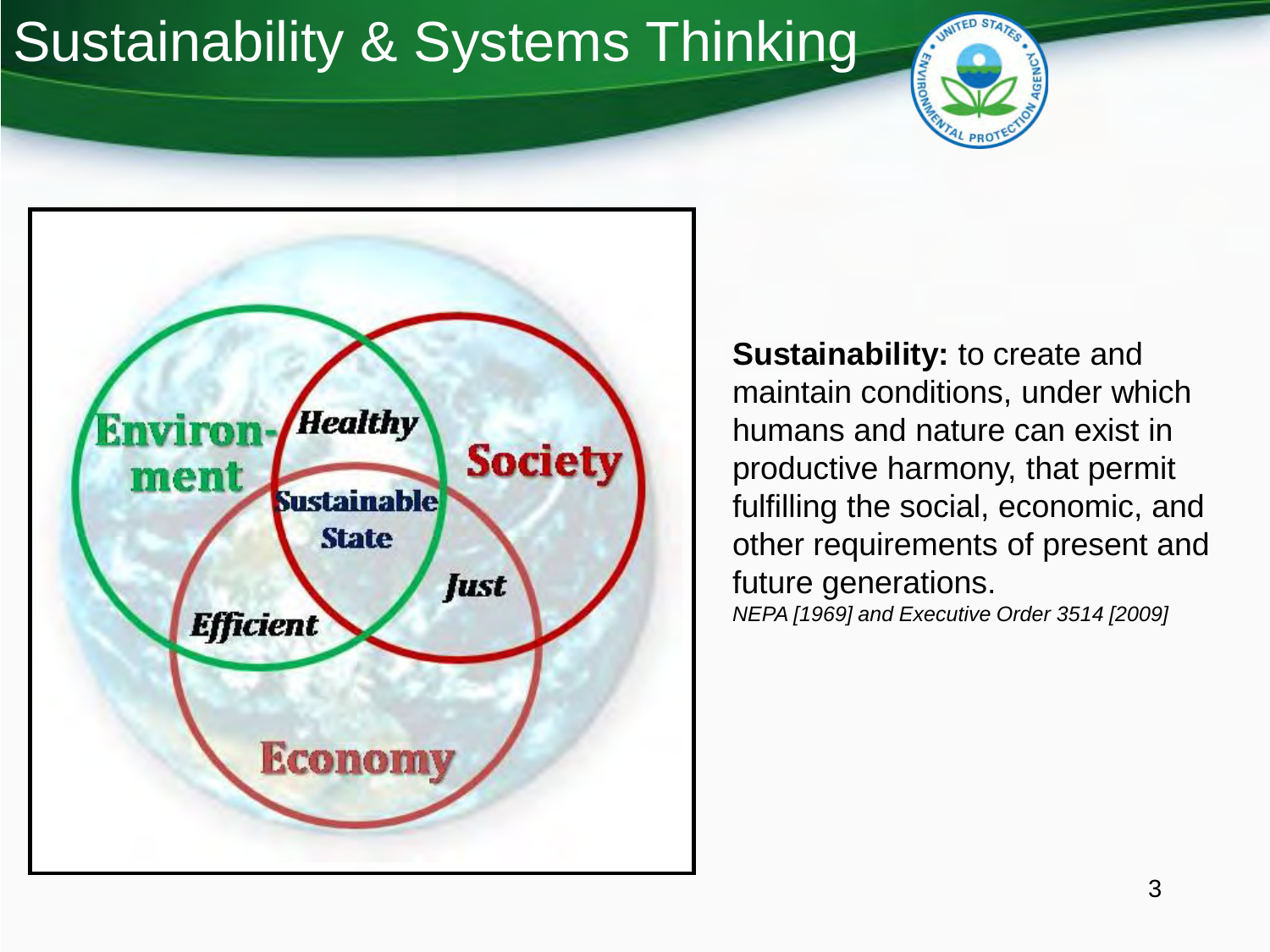# Sustainability & Systems Thinking

Environ-ment

Healthy

Society

Sustainable State

Just

Efficient

Economy

**Sustainability:** to create and maintain conditions, under which humans and nature can exist in productive harmony, that permit fulfilling the social, economic, and other requirements of present and future generations.

*NEPA [1969] and Executive Order 3514 [2009]*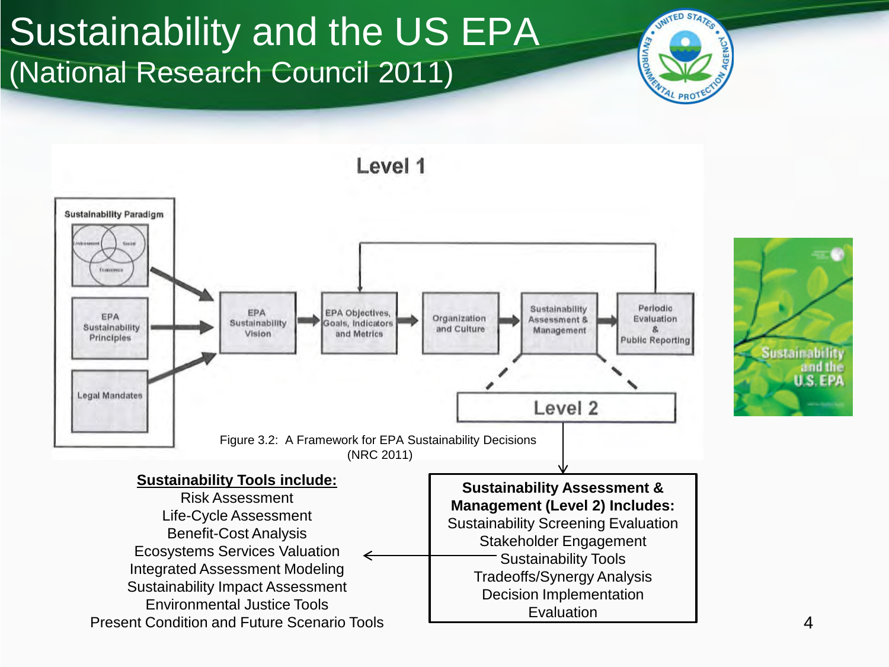# Sustainability and the US EPA
## (National Research Council 2011)

Level 1

Sustainability Paradigm

EPA Sustainability Principles

Legal Mandates

EPA Sustainability Vision → EPA Objectives, Goals, Indicators and Metrics → Organization and Culture → Sustainability Assessment & Management → Periodic Evaluation & Public Reporting

Level 2

Figure 3.2: A Framework for EPA Sustainability Decisions (NRC 2011)

**Sustainability Tools include:**

Risk Assessment
Life-Cycle Assessment
Benefit-Cost Analysis
Ecosystems Services Valuation
Integrated Assessment Modeling
Sustainability Impact Assessment
Environmental Justice Tools
Present Condition and Future Scenario Tools

**Sustainability Assessment & Management (Level 2) Includes:**

Sustainability Screening Evaluation
Stakeholder Engagement
Sustainability Tools
Tradeoffs/Synergy Analysis
Decision Implementation
Evaluation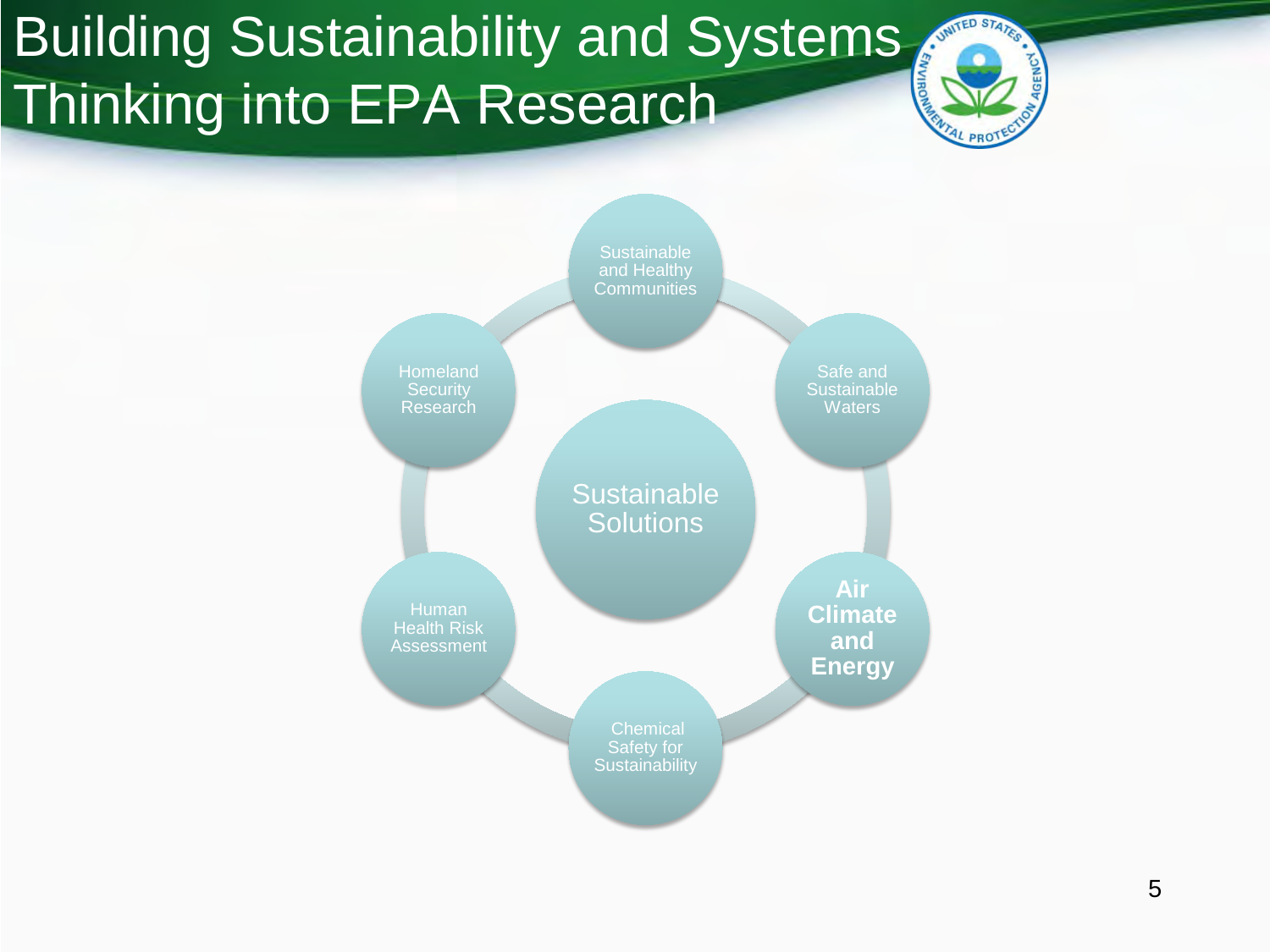# Building Sustainability and Systems Thinking into EPA Research

- Sustainable Solutions
  - Sustainable and Healthy Communities
  - Safe and Sustainable Waters
  - **Air Climate and Energy**
  - Chemical Safety for Sustainability
  - Human Health Risk Assessment
  - Homeland Security Research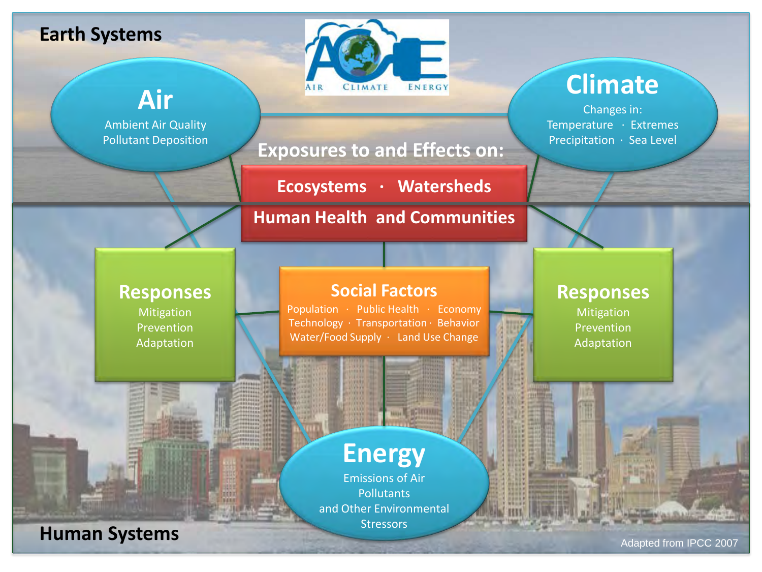Earth Systems

AIR CLIMATE ENERGY

**Air**

Ambient Air Quality
Pollutant Deposition

**Climate**

Changes in:
Temperature · Extremes
Precipitation · Sea Level

**Exposures to and Effects on:**

**Ecosystems · Watersheds**

**Human Health and Communities**

**Responses**

Mitigation
Prevention
Adaptation

**Social Factors**

Population · Public Health · Economy
Technology · Transportation · Behavior
Water/Food Supply · Land Use Change

**Responses**

Mitigation
Prevention
Adaptation

**Energy**

Emissions of Air Pollutants and Other Environmental Stressors

Human Systems

Adapted from IPCC 2007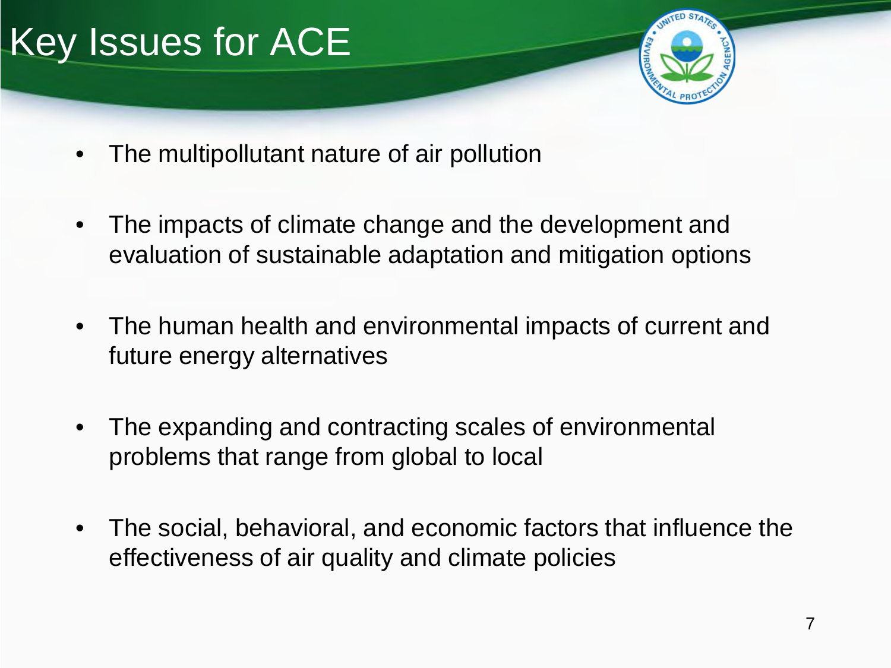# Key Issues for ACE

- The multipollutant nature of air pollution
- The impacts of climate change and the development and evaluation of sustainable adaptation and mitigation options
- The human health and environmental impacts of current and future energy alternatives
- The expanding and contracting scales of environmental problems that range from global to local
- The social, behavioral, and economic factors that influence the effectiveness of air quality and climate policies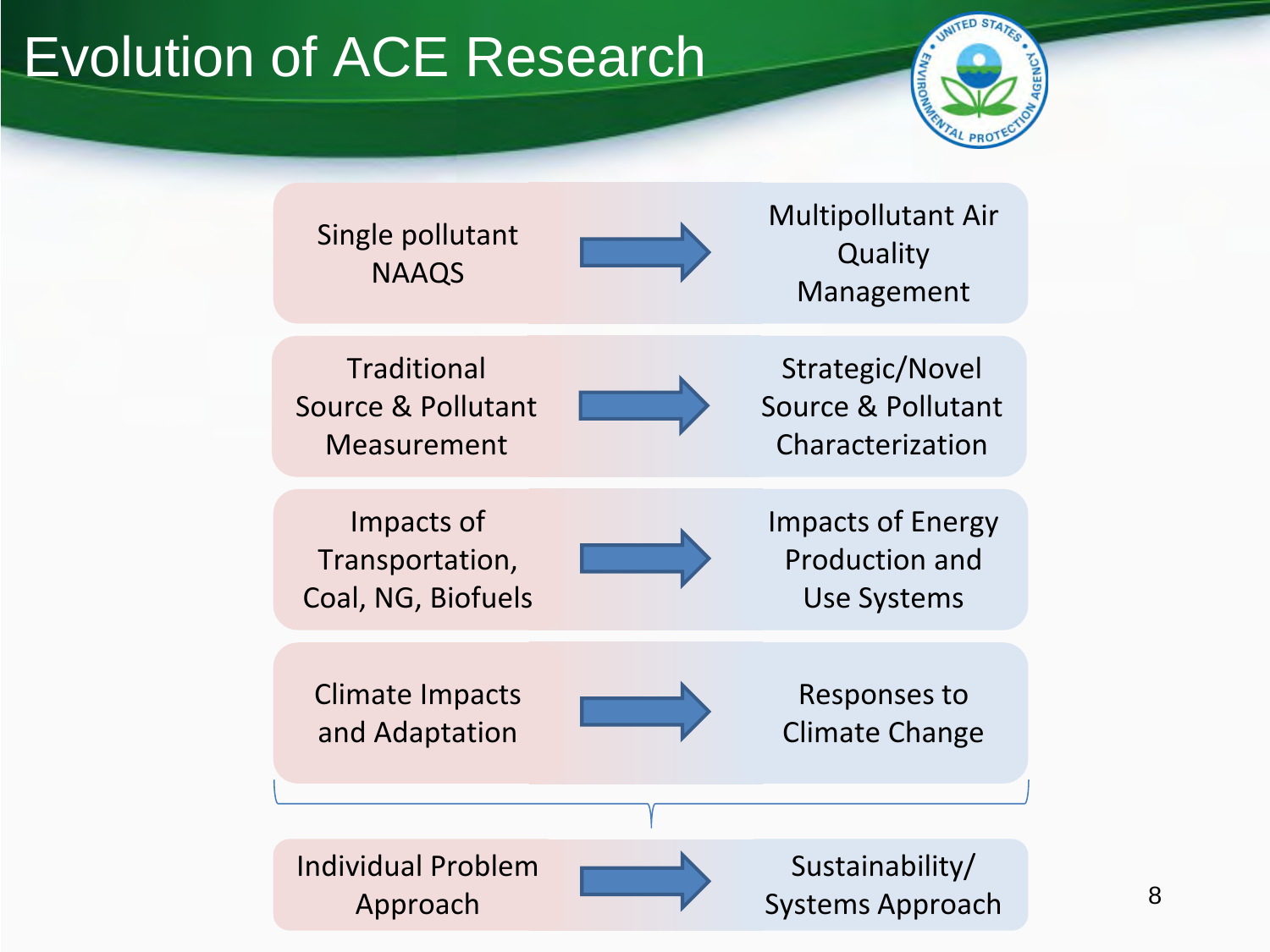# Evolution of ACE Research

| From | | To |
|---|---|---|
| Single pollutant NAAQS | → | Multipollutant Air Quality Management |
| Traditional Source & Pollutant Measurement | → | Strategic/Novel Source & Pollutant Characterization |
| Impacts of Transportation, Coal, NG, Biofuels | → | Impacts of Energy Production and Use Systems |
| Climate Impacts and Adaptation | → | Responses to Climate Change |
| Individual Problem Approach | → | Sustainability/ Systems Approach |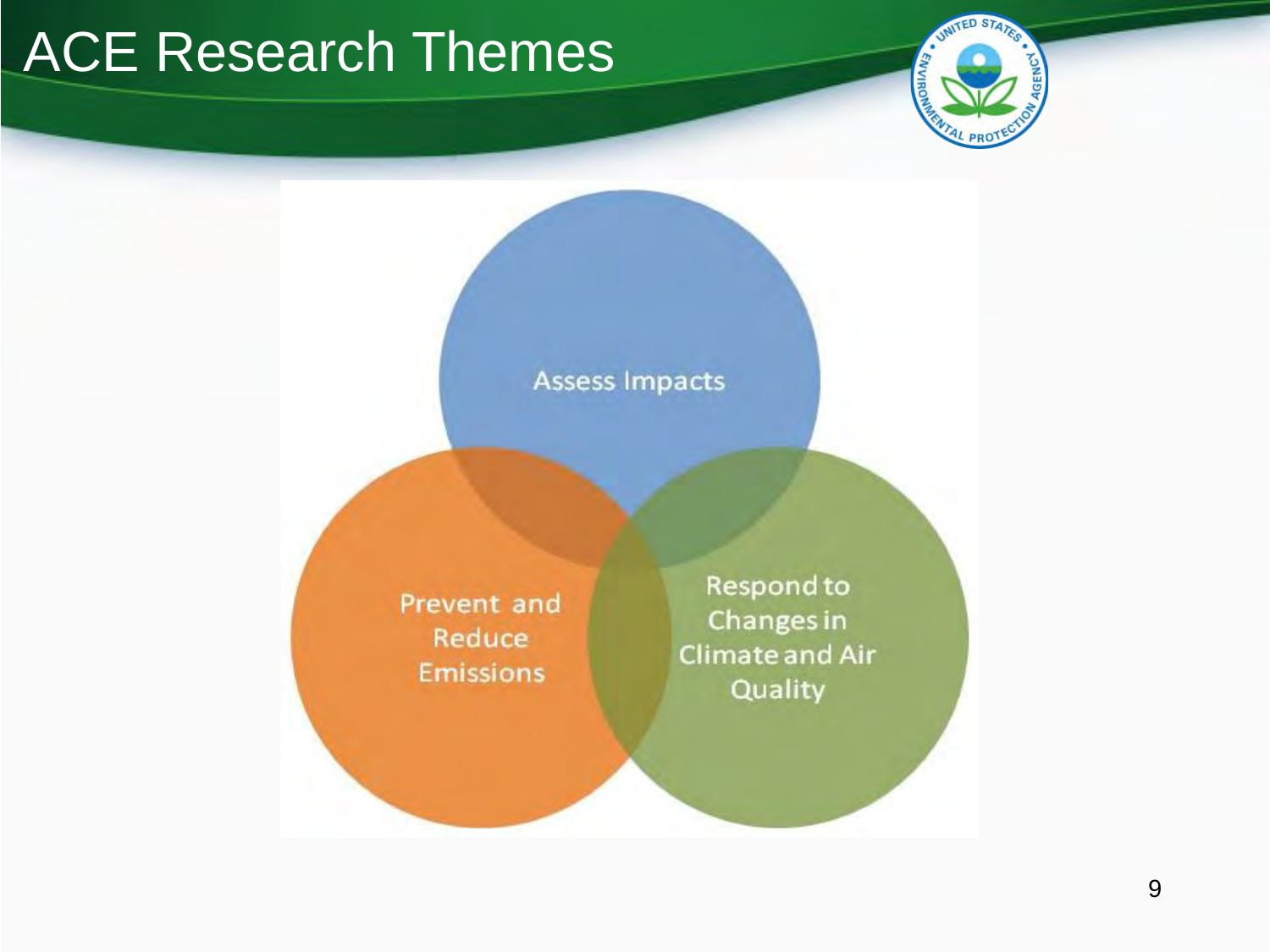# ACE Research Themes

- Assess Impacts
- Prevent and Reduce Emissions
- Respond to Changes in Climate and Air Quality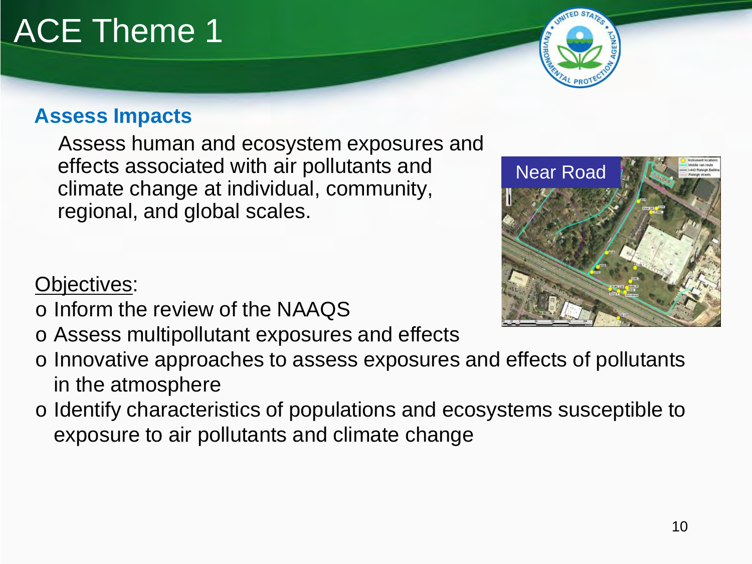# ACE Theme 1

## Assess Impacts

Assess human and ecosystem exposures and effects associated with air pollutants and climate change at individual, community, regional, and global scales.

Near Road

Objectives:

- Inform the review of the NAAQS
- Assess multipollutant exposures and effects
- Innovative approaches to assess exposures and effects of pollutants in the atmosphere
- Identify characteristics of populations and ecosystems susceptible to exposure to air pollutants and climate change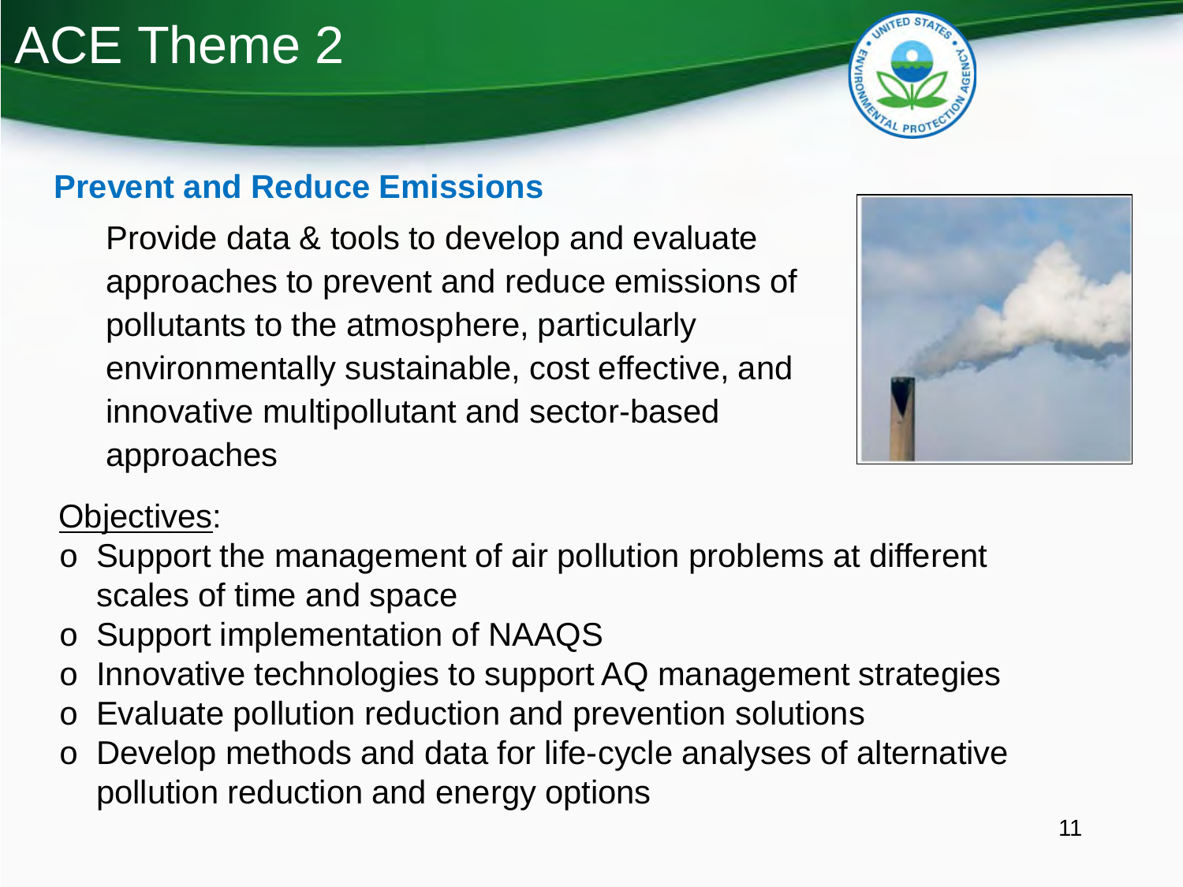# ACE Theme 2

## Prevent and Reduce Emissions

Provide data & tools to develop and evaluate approaches to prevent and reduce emissions of pollutants to the atmosphere, particularly environmentally sustainable, cost effective, and innovative multipollutant and sector-based approaches

Objectives:

- Support the management of air pollution problems at different scales of time and space
- Support implementation of NAAQS
- Innovative technologies to support AQ management strategies
- Evaluate pollution reduction and prevention solutions
- Develop methods and data for life-cycle analyses of alternative pollution reduction and energy options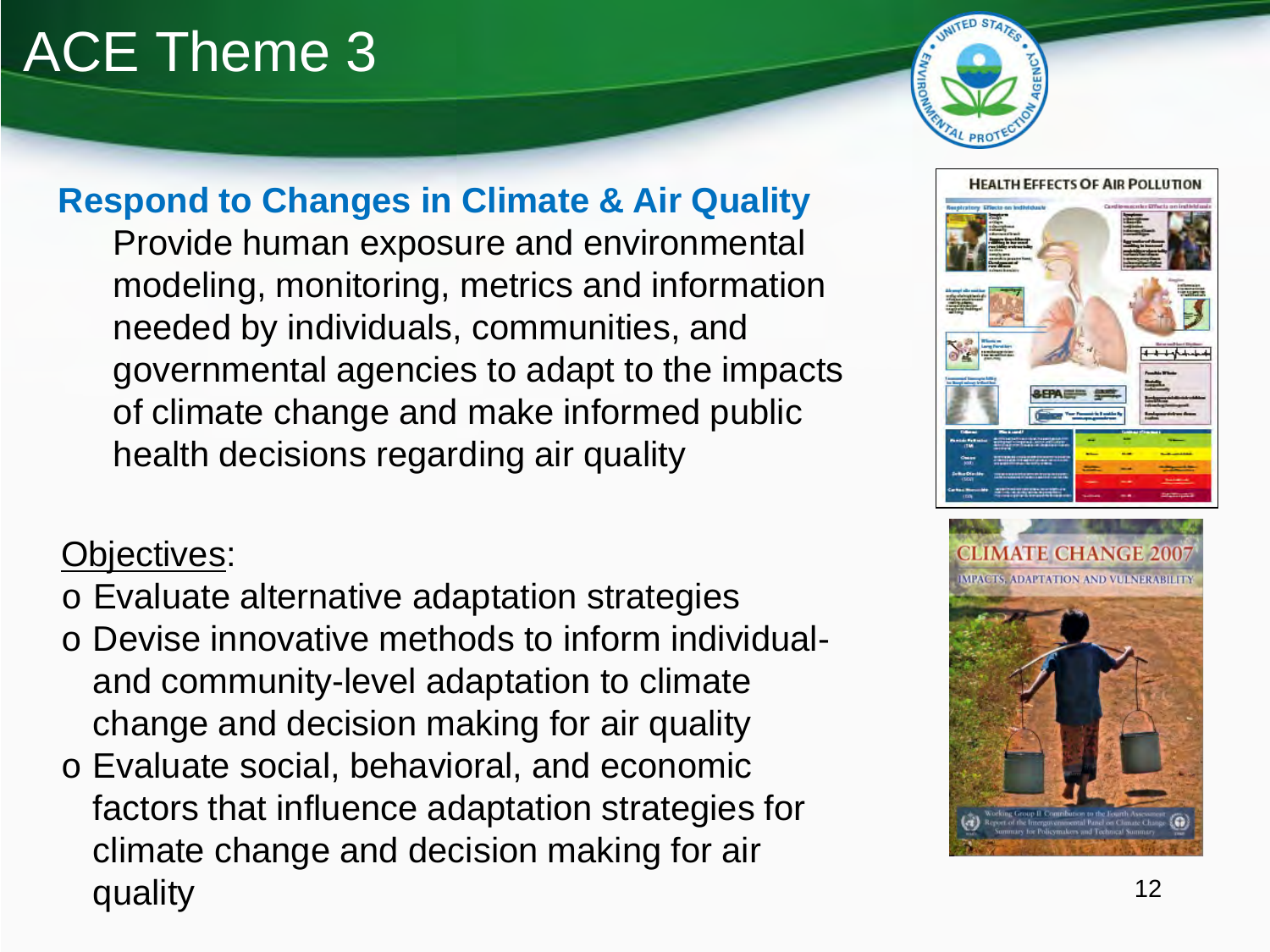# ACE Theme 3

## Respond to Changes in Climate & Air Quality

Provide human exposure and environmental modeling, monitoring, metrics and information needed by individuals, communities, and governmental agencies to adapt to the impacts of climate change and make informed public health decisions regarding air quality

Objectives:

- Evaluate alternative adaptation strategies
- Devise innovative methods to inform individual- and community-level adaptation to climate change and decision making for air quality
- Evaluate social, behavioral, and economic factors that influence adaptation strategies for climate change and decision making for air quality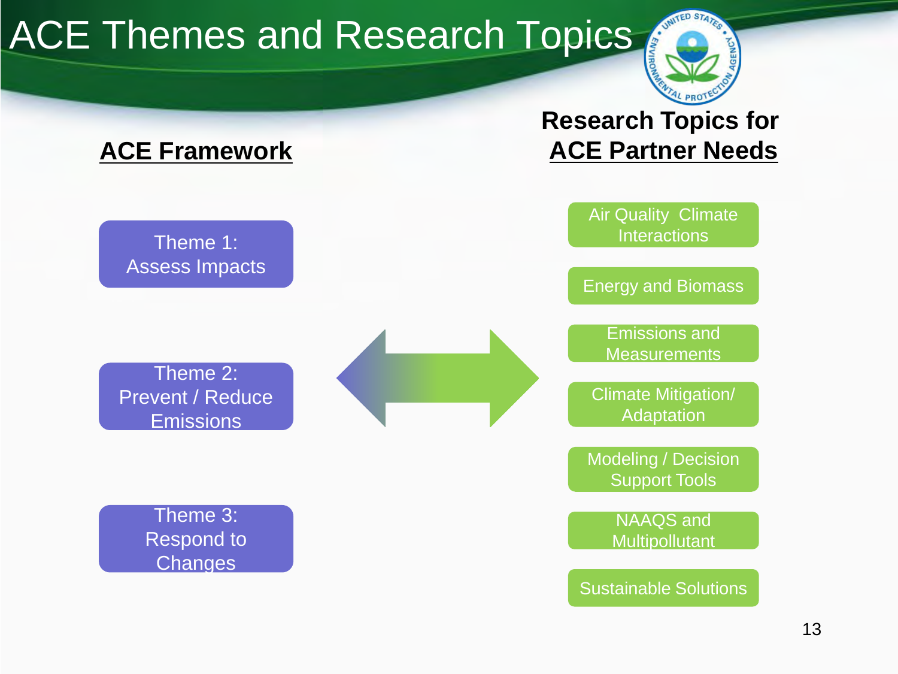# ACE Themes and Research Topics

## ACE Framework

- Theme 1: Assess Impacts
- Theme 2: Prevent / Reduce Emissions
- Theme 3: Respond to Changes

## Research Topics for ACE Partner Needs

- Air Quality Climate Interactions
- Energy and Biomass
- Emissions and Measurements
- Climate Mitigation/ Adaptation
- Modeling / Decision Support Tools
- NAAQS and Multipollutant
- Sustainable Solutions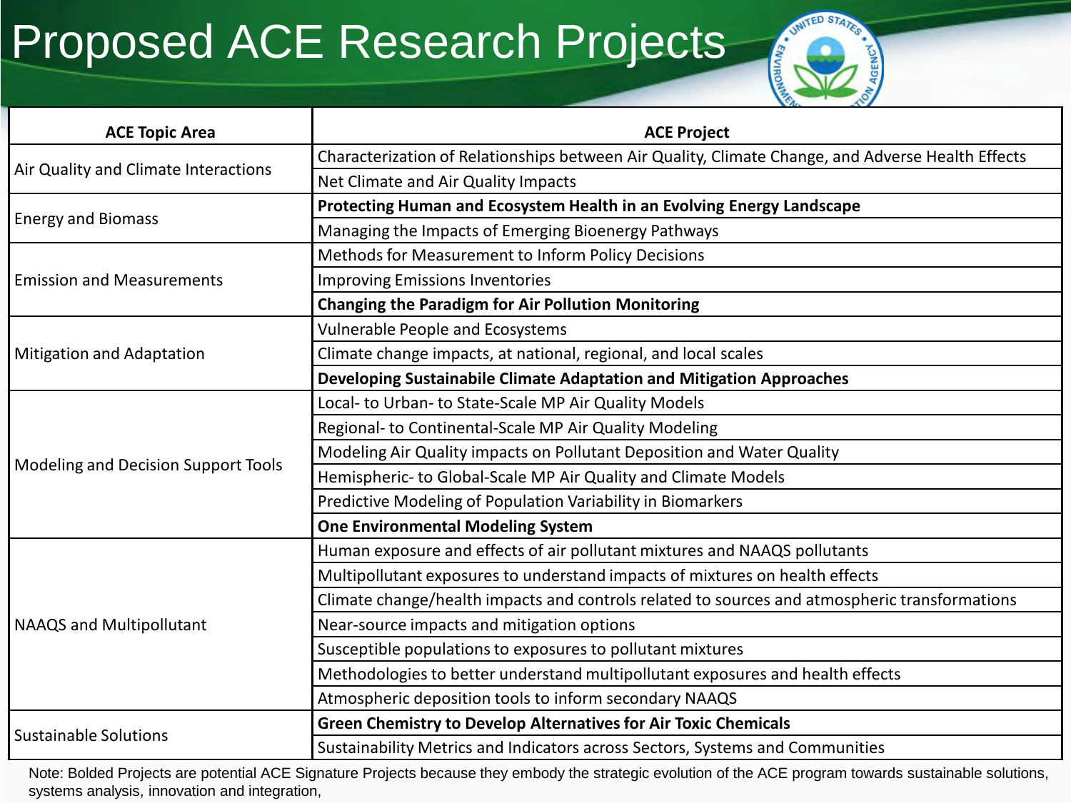# Proposed ACE Research Projects

| ACE Topic Area | ACE Project |
|---|---|
| Air Quality and Climate Interactions | Characterization of Relationships between Air Quality, Climate Change, and Adverse Health Effects |
| | Net Climate and Air Quality Impacts |
| Energy and Biomass | **Protecting Human and Ecosystem Health in an Evolving Energy Landscape** |
| | Managing the Impacts of Emerging Bioenergy Pathways |
| Emission and Measurements | Methods for Measurement to Inform Policy Decisions |
| | Improving Emissions Inventories |
| | **Changing the Paradigm for Air Pollution Monitoring** |
| Mitigation and Adaptation | Vulnerable People and Ecosystems |
| | Climate change impacts, at national, regional, and local scales |
| | **Developing Sustainabile Climate Adaptation and Mitigation Approaches** |
| Modeling and Decision Support Tools | Local- to Urban- to State-Scale MP Air Quality Models |
| | Regional- to Continental-Scale MP Air Quality Modeling |
| | Modeling Air Quality impacts on Pollutant Deposition and Water Quality |
| | Hemispheric- to Global-Scale MP Air Quality and Climate Models |
| | Predictive Modeling of Population Variability in Biomarkers |
| | **One Environmental Modeling System** |
| NAAQS and Multipollutant | Human exposure and effects of air pollutant mixtures and NAAQS pollutants |
| | Multipollutant exposures to understand impacts of mixtures on health effects |
| | Climate change/health impacts and controls related to sources and atmospheric transformations |
| | Near-source impacts and mitigation options |
| | Susceptible populations to exposures to pollutant mixtures |
| | Methodologies to better understand multipollutant exposures and health effects |
| | Atmospheric deposition tools to inform secondary NAAQS |
| Sustainable Solutions | **Green Chemistry to Develop Alternatives for Air Toxic Chemicals** |
| | Sustainability Metrics and Indicators across Sectors, Systems and Communities |

Note: Bolded Projects are potential ACE Signature Projects because they embody the strategic evolution of the ACE program towards sustainable solutions, systems analysis, innovation and integration,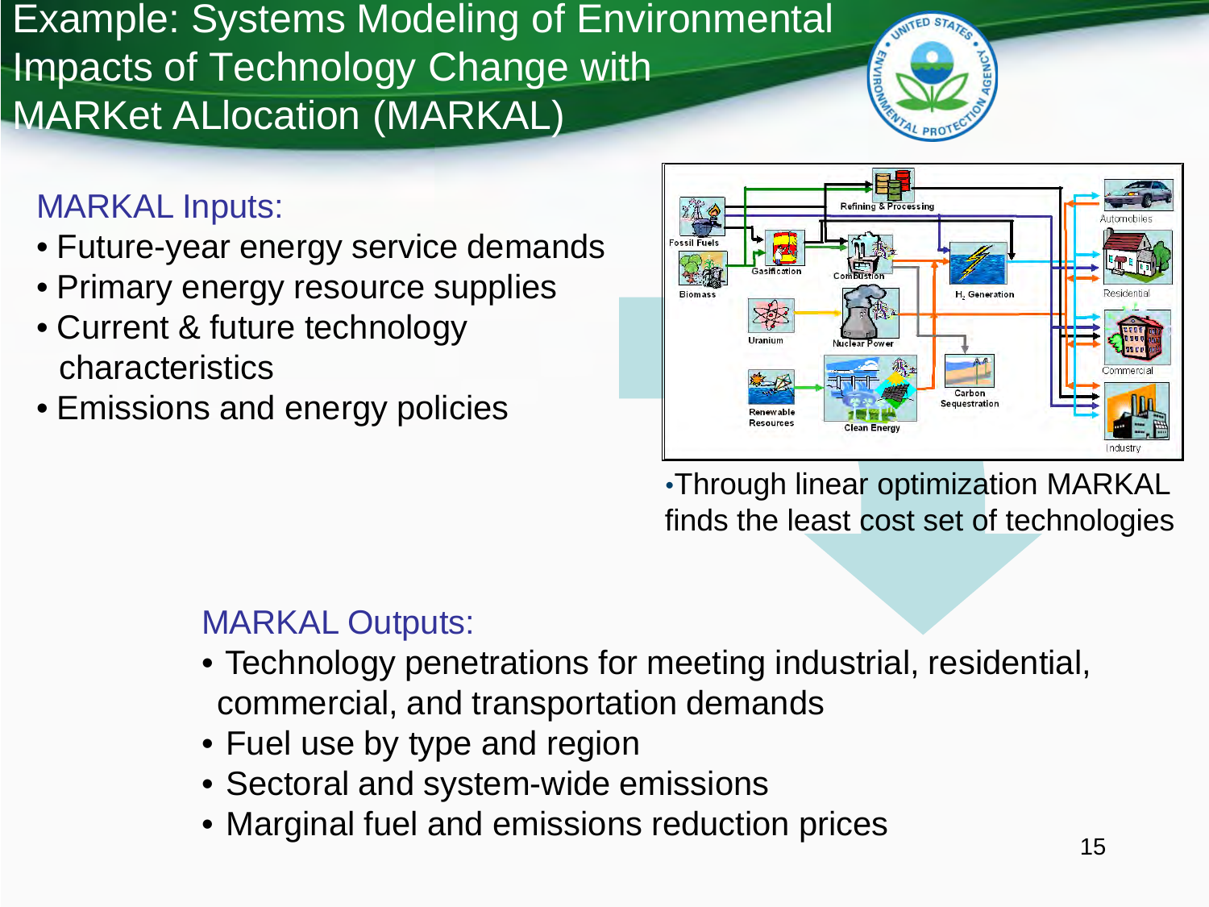# Example: Systems Modeling of Environmental Impacts of Technology Change with MARKet ALlocation (MARKAL)

## MARKAL Inputs:

- Future-year energy service demands
- Primary energy resource supplies
- Current & future technology characteristics
- Emissions and energy policies

- Through linear optimization MARKAL finds the least cost set of technologies

## MARKAL Outputs:

- Technology penetrations for meeting industrial, residential, commercial, and transportation demands
- Fuel use by type and region
- Sectoral and system-wide emissions
- Marginal fuel and emissions reduction prices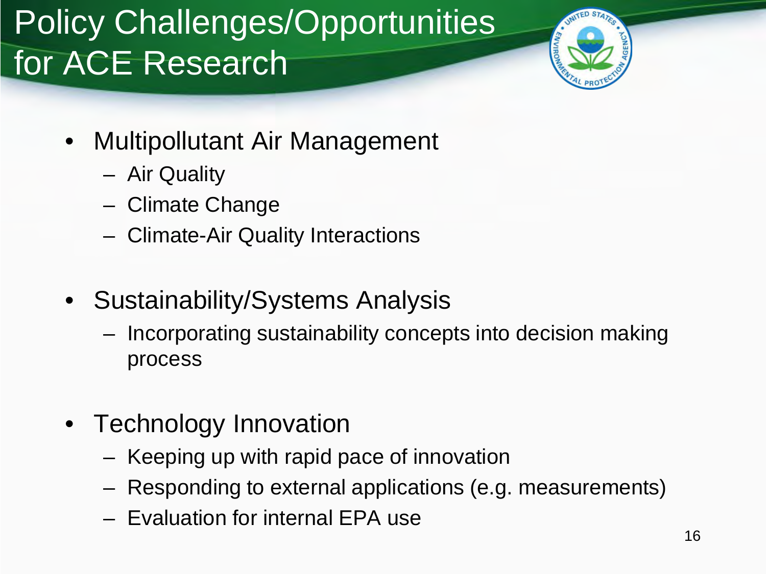# Policy Challenges/Opportunities for ACE Research

- Multipollutant Air Management
  - Air Quality
  - Climate Change
  - Climate-Air Quality Interactions

- Sustainability/Systems Analysis
  - Incorporating sustainability concepts into decision making process

- Technology Innovation
  - Keeping up with rapid pace of innovation
  - Responding to external applications (e.g. measurements)
  - Evaluation for internal EPA use